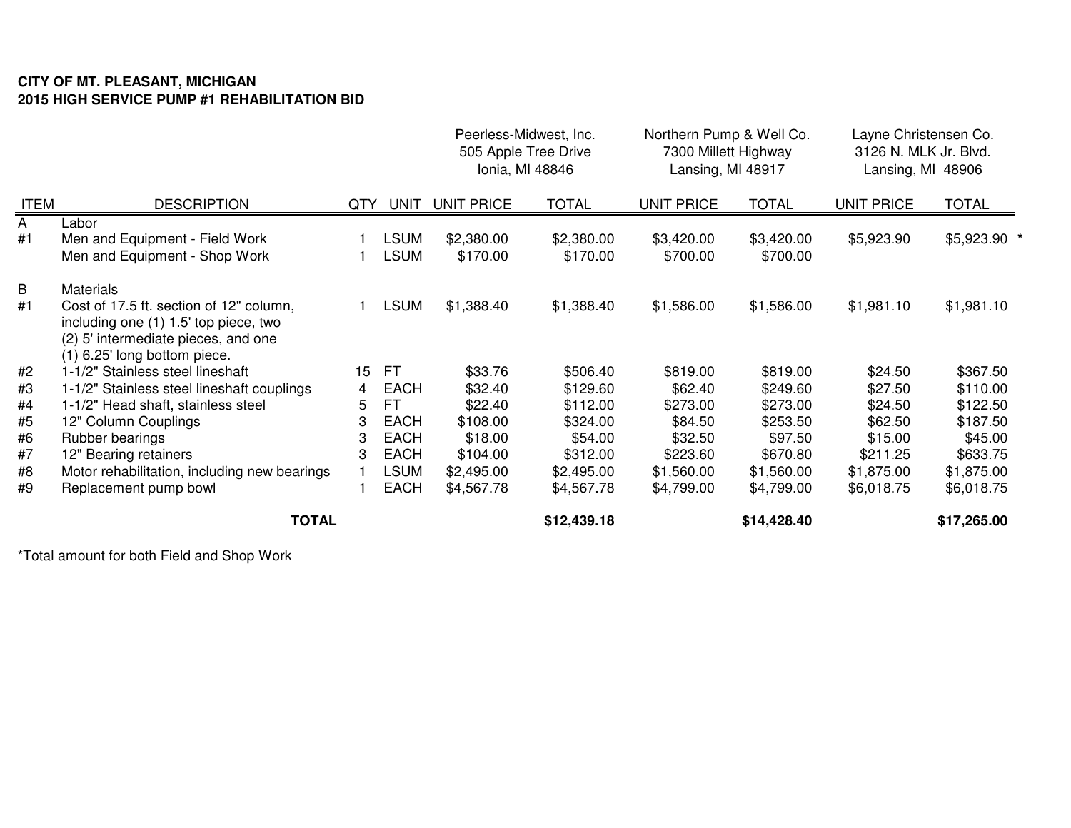**CITY OF MT. PLEASANT, MICHIGAN**
**2015 HIGH SERVICE PUMP #1 REHABILITATION BID**

| | | | | Peerless-Midwest, Inc. 505 Apple Tree Drive Ionia, MI 48846 | | Northern Pump & Well Co. 7300 Millett Highway Lansing, MI 48917 | | Layne Christensen Co. 3126 N. MLK Jr. Blvd. Lansing, MI 48906 | |
|---|---|---|---|---|---|---|---|---|---|
| ITEM | DESCRIPTION | QTY | UNIT | UNIT PRICE | TOTAL | UNIT PRICE | TOTAL | UNIT PRICE | TOTAL |
| A | Labor | | | | | | | | |
| #1 | Men and Equipment - Field Work | 1 | LSUM | $2,380.00 | $2,380.00 | $3,420.00 | $3,420.00 | $5,923.90 | $5,923.90 * |
| | Men and Equipment - Shop Work | 1 | LSUM | $170.00 | $170.00 | $700.00 | $700.00 | | |
| B | Materials | | | | | | | | |
| #1 | Cost of 17.5 ft. section of 12" column, including one (1) 1.5' top piece, two (2) 5' intermediate pieces, and one (1) 6.25' long bottom piece. | 1 | LSUM | $1,388.40 | $1,388.40 | $1,586.00 | $1,586.00 | $1,981.10 | $1,981.10 |
| #2 | 1-1/2" Stainless steel lineshaft | 15 | FT | $33.76 | $506.40 | $819.00 | $819.00 | $24.50 | $367.50 |
| #3 | 1-1/2" Stainless steel lineshaft couplings | 4 | EACH | $32.40 | $129.60 | $62.40 | $249.60 | $27.50 | $110.00 |
| #4 | 1-1/2" Head shaft, stainless steel | 5 | FT | $22.40 | $112.00 | $273.00 | $273.00 | $24.50 | $122.50 |
| #5 | 12" Column Couplings | 3 | EACH | $108.00 | $324.00 | $84.50 | $253.50 | $62.50 | $187.50 |
| #6 | Rubber bearings | 3 | EACH | $18.00 | $54.00 | $32.50 | $97.50 | $15.00 | $45.00 |
| #7 | 12" Bearing retainers | 3 | EACH | $104.00 | $312.00 | $223.60 | $670.80 | $211.25 | $633.75 |
| #8 | Motor rehabilitation, including new bearings | 1 | LSUM | $2,495.00 | $2,495.00 | $1,560.00 | $1,560.00 | $1,875.00 | $1,875.00 |
| #9 | Replacement pump bowl | 1 | EACH | $4,567.78 | $4,567.78 | $4,799.00 | $4,799.00 | $6,018.75 | $6,018.75 |
| | **TOTAL** | | | | **$12,439.18** | | **$14,428.40** | | **$17,265.00** |

*Total amount for both Field and Shop Work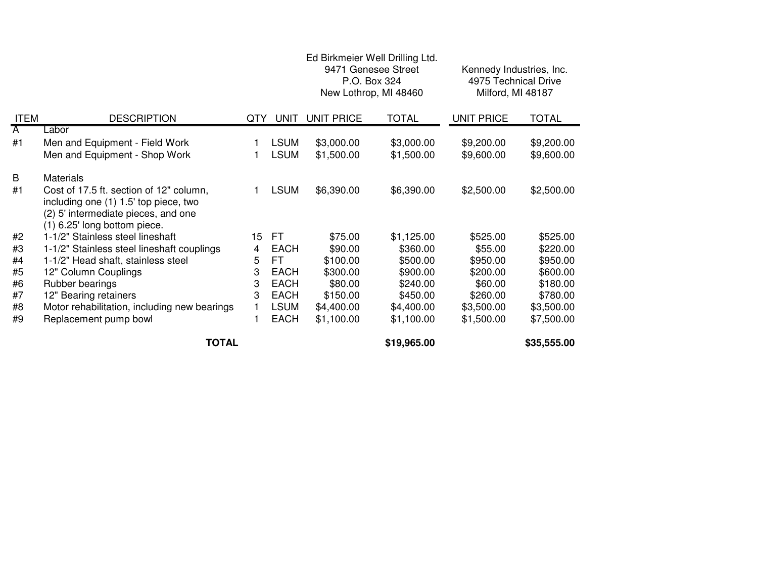| ITEM | DESCRIPTION | QTY | UNIT | Ed Birkmeier Well Drilling Ltd.<br>9471 Genesee Street<br>P.O. Box 324<br>New Lothrop, MI 48460<br>UNIT PRICE | TOTAL | Kennedy Industries, Inc.<br>4975 Technical Drive<br>Milford, MI 48187<br>UNIT PRICE | TOTAL |
|---|---|---|---|---|---|---|---|
| A | Labor | | | | | | |
| #1 | Men and Equipment - Field Work | 1 | LSUM | $3,000.00 | $3,000.00 | $9,200.00 | $9,200.00 |
| | Men and Equipment - Shop Work | 1 | LSUM | $1,500.00 | $1,500.00 | $9,600.00 | $9,600.00 |
| B | Materials | | | | | | |
| #1 | Cost of 17.5 ft. section of 12" column, including one (1) 1.5' top piece, two (2) 5' intermediate pieces, and one (1) 6.25' long bottom piece. | 1 | LSUM | $6,390.00 | $6,390.00 | $2,500.00 | $2,500.00 |
| #2 | 1-1/2" Stainless steel lineshaft | 15 | FT | $75.00 | $1,125.00 | $525.00 | $525.00 |
| #3 | 1-1/2" Stainless steel lineshaft couplings | 4 | EACH | $90.00 | $360.00 | $55.00 | $220.00 |
| #4 | 1-1/2" Head shaft, stainless steel | 5 | FT | $100.00 | $500.00 | $950.00 | $950.00 |
| #5 | 12" Column Couplings | 3 | EACH | $300.00 | $900.00 | $200.00 | $600.00 |
| #6 | Rubber bearings | 3 | EACH | $80.00 | $240.00 | $60.00 | $180.00 |
| #7 | 12" Bearing retainers | 3 | EACH | $150.00 | $450.00 | $260.00 | $780.00 |
| #8 | Motor rehabilitation, including new bearings | 1 | LSUM | $4,400.00 | $4,400.00 | $3,500.00 | $3,500.00 |
| #9 | Replacement pump bowl | 1 | EACH | $1,100.00 | $1,100.00 | $1,500.00 | $7,500.00 |
| | **TOTAL** | | | | **$19,965.00** | | **$35,555.00** |